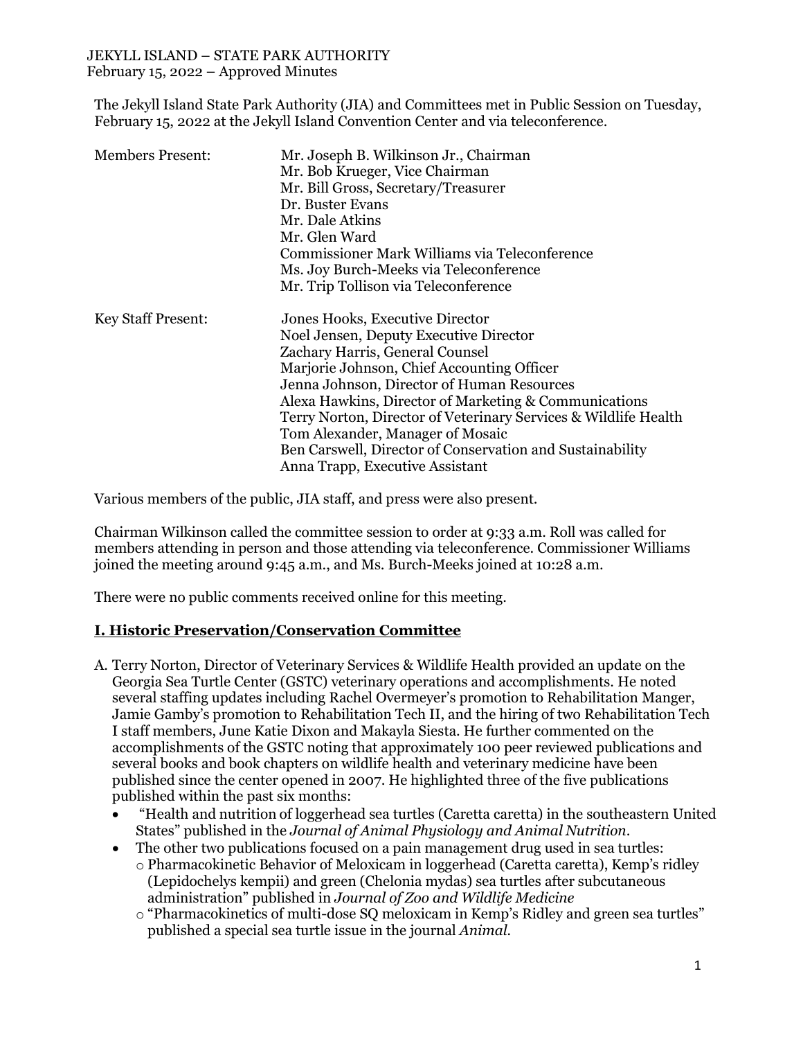JEKYLL ISLAND – STATE PARK AUTHORITY
February 15, 2022 – Approved Minutes

The Jekyll Island State Park Authority (JIA) and Committees met in Public Session on Tuesday, February 15, 2022 at the Jekyll Island Convention Center and via teleconference.

| | |
|---|---|
| Members Present: | Mr. Joseph B. Wilkinson Jr., Chairman |
| | Mr. Bob Krueger, Vice Chairman |
| | Mr. Bill Gross, Secretary/Treasurer |
| | Dr. Buster Evans |
| | Mr. Dale Atkins |
| | Mr. Glen Ward |
| | Commissioner Mark Williams via Teleconference |
| | Ms. Joy Burch-Meeks via Teleconference |
| | Mr. Trip Tollison via Teleconference |
| Key Staff Present: | Jones Hooks, Executive Director |
| | Noel Jensen, Deputy Executive Director |
| | Zachary Harris, General Counsel |
| | Marjorie Johnson, Chief Accounting Officer |
| | Jenna Johnson, Director of Human Resources |
| | Alexa Hawkins, Director of Marketing & Communications |
| | Terry Norton, Director of Veterinary Services & Wildlife Health |
| | Tom Alexander, Manager of Mosaic |
| | Ben Carswell, Director of Conservation and Sustainability |
| | Anna Trapp, Executive Assistant |

Various members of the public, JIA staff, and press were also present.

Chairman Wilkinson called the committee session to order at 9:33 a.m. Roll was called for members attending in person and those attending via teleconference. Commissioner Williams joined the meeting around 9:45 a.m., and Ms. Burch-Meeks joined at 10:28 a.m.

There were no public comments received online for this meeting.

## I. Historic Preservation/Conservation Committee

A. Terry Norton, Director of Veterinary Services & Wildlife Health provided an update on the Georgia Sea Turtle Center (GSTC) veterinary operations and accomplishments. He noted several staffing updates including Rachel Overmeyer's promotion to Rehabilitation Manger, Jamie Gamby's promotion to Rehabilitation Tech II, and the hiring of two Rehabilitation Tech I staff members, June Katie Dixon and Makayla Siesta. He further commented on the accomplishments of the GSTC noting that approximately 100 peer reviewed publications and several books and book chapters on wildlife health and veterinary medicine have been published since the center opened in 2007. He highlighted three of the five publications published within the past six months:

- "Health and nutrition of loggerhead sea turtles (Caretta caretta) in the southeastern United States" published in the *Journal of Animal Physiology and Animal Nutrition*.
- The other two publications focused on a pain management drug used in sea turtles:
  - Pharmacokinetic Behavior of Meloxicam in loggerhead (Caretta caretta), Kemp's ridley (Lepidochelys kempii) and green (Chelonia mydas) sea turtles after subcutaneous administration" published in *Journal of Zoo and Wildlife Medicine*
  - "Pharmacokinetics of multi-dose SQ meloxicam in Kemp's Ridley and green sea turtles" published a special sea turtle issue in the journal *Animal*.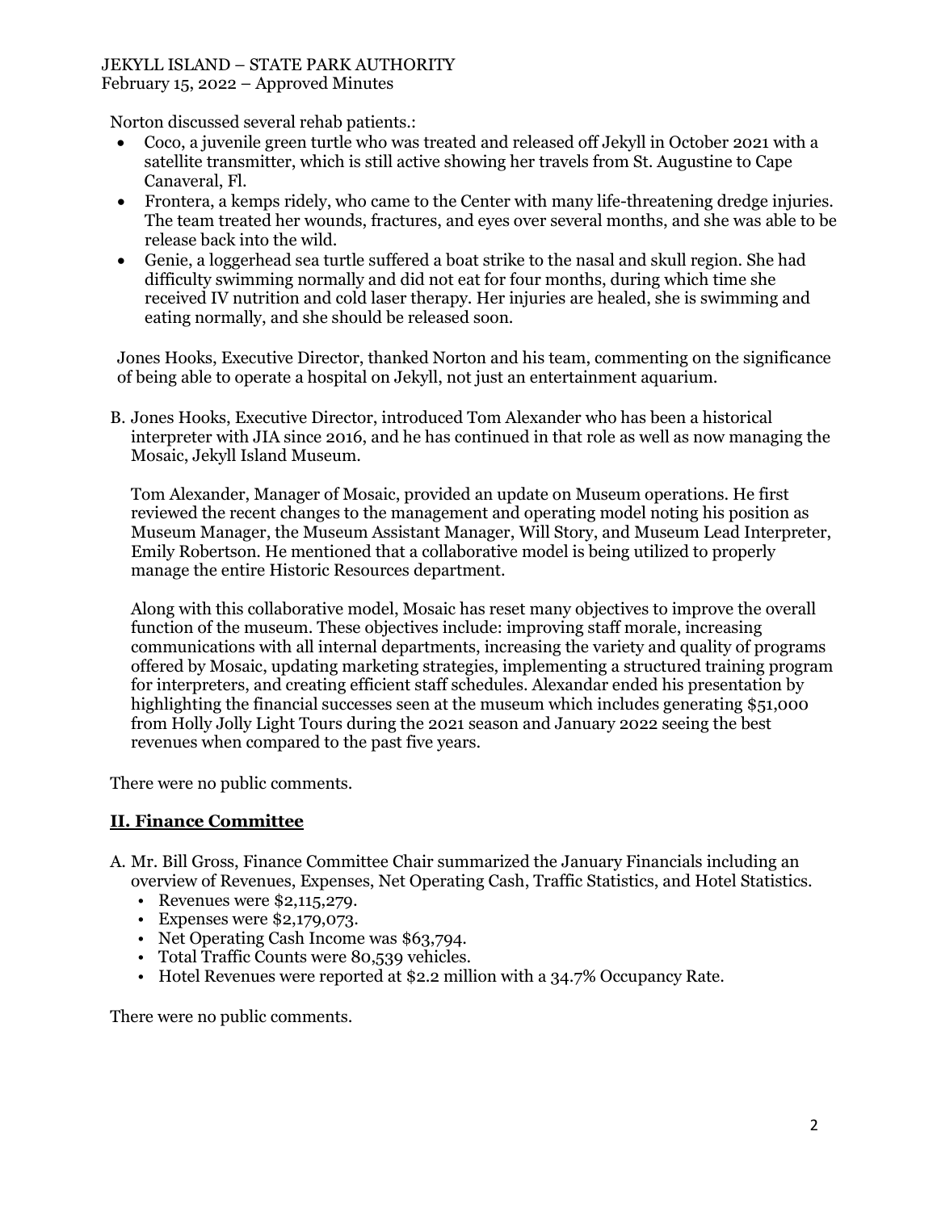Norton discussed several rehab patients.:

- Coco, a juvenile green turtle who was treated and released off Jekyll in October 2021 with a satellite transmitter, which is still active showing her travels from St. Augustine to Cape Canaveral, Fl.
- Frontera, a kemps ridely, who came to the Center with many life-threatening dredge injuries. The team treated her wounds, fractures, and eyes over several months, and she was able to be release back into the wild.
- Genie, a loggerhead sea turtle suffered a boat strike to the nasal and skull region. She had difficulty swimming normally and did not eat for four months, during which time she received IV nutrition and cold laser therapy. Her injuries are healed, she is swimming and eating normally, and she should be released soon.

Jones Hooks, Executive Director, thanked Norton and his team, commenting on the significance of being able to operate a hospital on Jekyll, not just an entertainment aquarium.

B. Jones Hooks, Executive Director, introduced Tom Alexander who has been a historical interpreter with JIA since 2016, and he has continued in that role as well as now managing the Mosaic, Jekyll Island Museum.

Tom Alexander, Manager of Mosaic, provided an update on Museum operations. He first reviewed the recent changes to the management and operating model noting his position as Museum Manager, the Museum Assistant Manager, Will Story, and Museum Lead Interpreter, Emily Robertson. He mentioned that a collaborative model is being utilized to properly manage the entire Historic Resources department.

Along with this collaborative model, Mosaic has reset many objectives to improve the overall function of the museum. These objectives include: improving staff morale, increasing communications with all internal departments, increasing the variety and quality of programs offered by Mosaic, updating marketing strategies, implementing a structured training program for interpreters, and creating efficient staff schedules. Alexandar ended his presentation by highlighting the financial successes seen at the museum which includes generating $51,000 from Holly Jolly Light Tours during the 2021 season and January 2022 seeing the best revenues when compared to the past five years.

There were no public comments.

## II. Finance Committee

A. Mr. Bill Gross, Finance Committee Chair summarized the January Financials including an overview of Revenues, Expenses, Net Operating Cash, Traffic Statistics, and Hotel Statistics.

- Revenues were $2,115,279.
- Expenses were $2,179,073.
- Net Operating Cash Income was $63,794.
- Total Traffic Counts were 80,539 vehicles.
- Hotel Revenues were reported at $2.2 million with a 34.7% Occupancy Rate.

There were no public comments.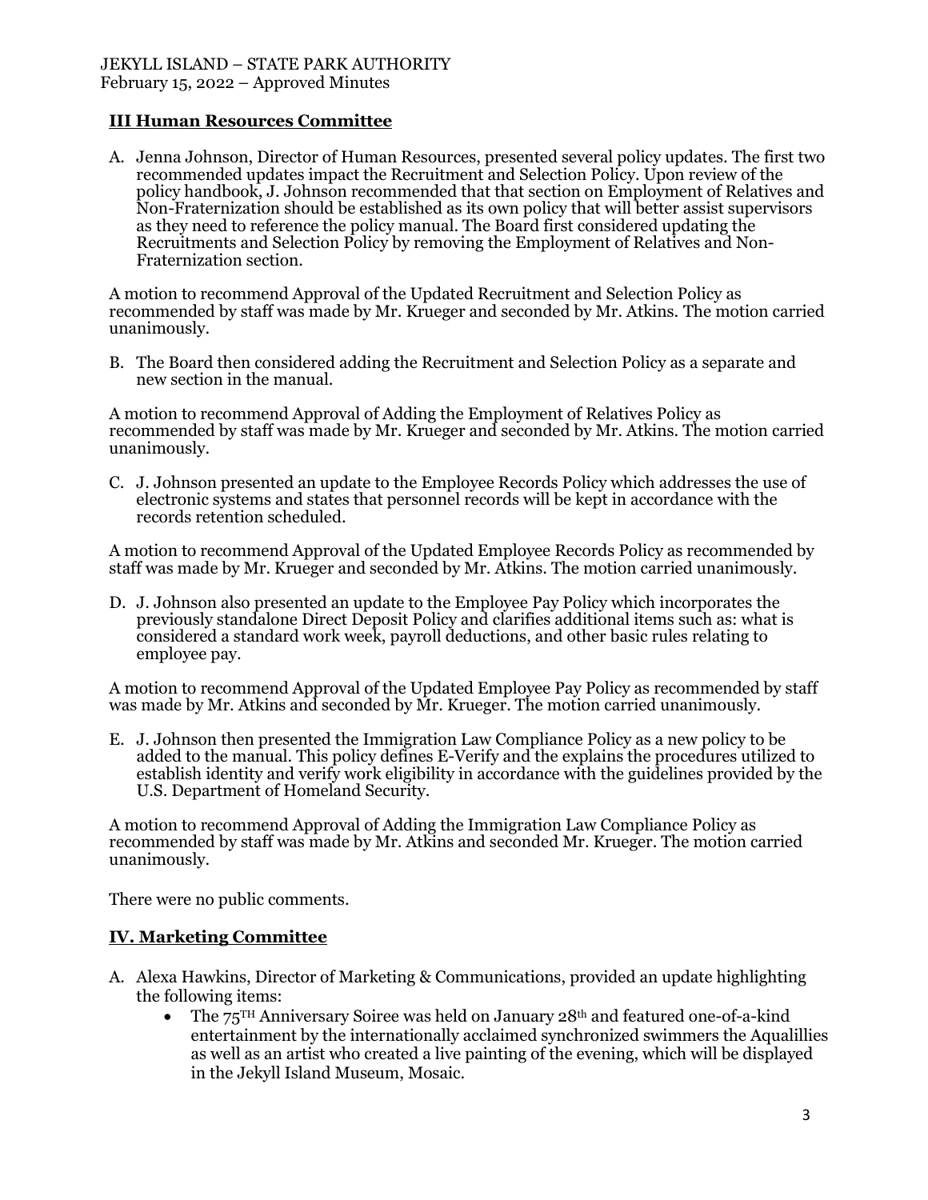## III Human Resources Committee

A. Jenna Johnson, Director of Human Resources, presented several policy updates. The first two recommended updates impact the Recruitment and Selection Policy. Upon review of the policy handbook, J. Johnson recommended that that section on Employment of Relatives and Non-Fraternization should be established as its own policy that will better assist supervisors as they need to reference the policy manual. The Board first considered updating the Recruitments and Selection Policy by removing the Employment of Relatives and Non-Fraternization section.

A motion to recommend Approval of the Updated Recruitment and Selection Policy as recommended by staff was made by Mr. Krueger and seconded by Mr. Atkins. The motion carried unanimously.

B. The Board then considered adding the Recruitment and Selection Policy as a separate and new section in the manual.

A motion to recommend Approval of Adding the Employment of Relatives Policy as recommended by staff was made by Mr. Krueger and seconded by Mr. Atkins. The motion carried unanimously.

C. J. Johnson presented an update to the Employee Records Policy which addresses the use of electronic systems and states that personnel records will be kept in accordance with the records retention scheduled.

A motion to recommend Approval of the Updated Employee Records Policy as recommended by staff was made by Mr. Krueger and seconded by Mr. Atkins. The motion carried unanimously.

D. J. Johnson also presented an update to the Employee Pay Policy which incorporates the previously standalone Direct Deposit Policy and clarifies additional items such as: what is considered a standard work week, payroll deductions, and other basic rules relating to employee pay.

A motion to recommend Approval of the Updated Employee Pay Policy as recommended by staff was made by Mr. Atkins and seconded by Mr. Krueger. The motion carried unanimously.

E. J. Johnson then presented the Immigration Law Compliance Policy as a new policy to be added to the manual. This policy defines E-Verify and the explains the procedures utilized to establish identity and verify work eligibility in accordance with the guidelines provided by the U.S. Department of Homeland Security.

A motion to recommend Approval of Adding the Immigration Law Compliance Policy as recommended by staff was made by Mr. Atkins and seconded Mr. Krueger. The motion carried unanimously.

There were no public comments.

## IV. Marketing Committee

A. Alexa Hawkins, Director of Marketing & Communications, provided an update highlighting the following items:
   - The 75TH Anniversary Soiree was held on January 28th and featured one-of-a-kind entertainment by the internationally acclaimed synchronized swimmers the Aqualillies as well as an artist who created a live painting of the evening, which will be displayed in the Jekyll Island Museum, Mosaic.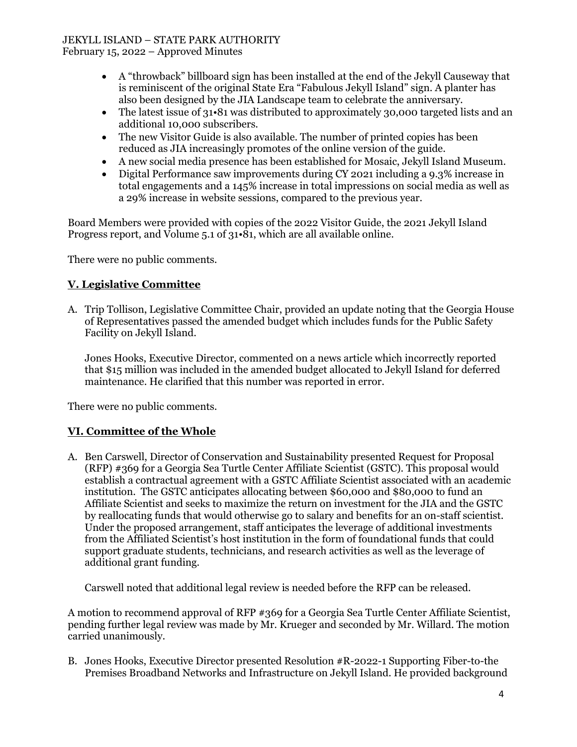- A "throwback" billboard sign has been installed at the end of the Jekyll Causeway that is reminiscent of the original State Era "Fabulous Jekyll Island" sign. A planter has also been designed by the JIA Landscape team to celebrate the anniversary.
- The latest issue of 31•81 was distributed to approximately 30,000 targeted lists and an additional 10,000 subscribers.
- The new Visitor Guide is also available. The number of printed copies has been reduced as JIA increasingly promotes of the online version of the guide.
- A new social media presence has been established for Mosaic, Jekyll Island Museum.
- Digital Performance saw improvements during CY 2021 including a 9.3% increase in total engagements and a 145% increase in total impressions on social media as well as a 29% increase in website sessions, compared to the previous year.

Board Members were provided with copies of the 2022 Visitor Guide, the 2021 Jekyll Island Progress report, and Volume 5.1 of 31•81, which are all available online.

There were no public comments.

## V. Legislative Committee

A. Trip Tollison, Legislative Committee Chair, provided an update noting that the Georgia House of Representatives passed the amended budget which includes funds for the Public Safety Facility on Jekyll Island.

   Jones Hooks, Executive Director, commented on a news article which incorrectly reported that $15 million was included in the amended budget allocated to Jekyll Island for deferred maintenance. He clarified that this number was reported in error.

There were no public comments.

## VI. Committee of the Whole

A. Ben Carswell, Director of Conservation and Sustainability presented Request for Proposal (RFP) #369 for a Georgia Sea Turtle Center Affiliate Scientist (GSTC). This proposal would establish a contractual agreement with a GSTC Affiliate Scientist associated with an academic institution. The GSTC anticipates allocating between $60,000 and $80,000 to fund an Affiliate Scientist and seeks to maximize the return on investment for the JIA and the GSTC by reallocating funds that would otherwise go to salary and benefits for an on-staff scientist. Under the proposed arrangement, staff anticipates the leverage of additional investments from the Affiliated Scientist's host institution in the form of foundational funds that could support graduate students, technicians, and research activities as well as the leverage of additional grant funding.

   Carswell noted that additional legal review is needed before the RFP can be released.

A motion to recommend approval of RFP #369 for a Georgia Sea Turtle Center Affiliate Scientist, pending further legal review was made by Mr. Krueger and seconded by Mr. Willard. The motion carried unanimously.

B. Jones Hooks, Executive Director presented Resolution #R-2022-1 Supporting Fiber-to-the Premises Broadband Networks and Infrastructure on Jekyll Island. He provided background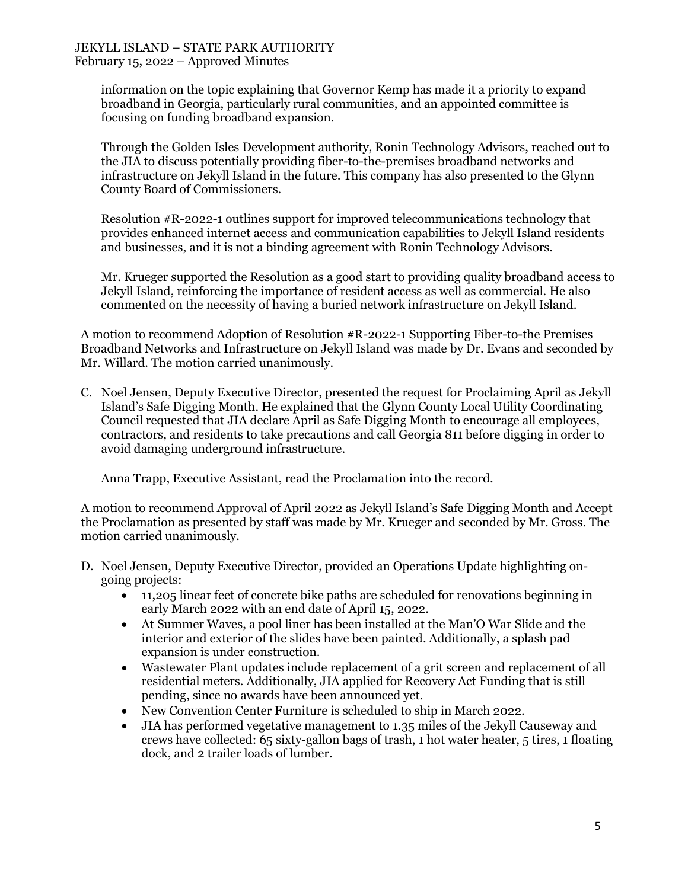information on the topic explaining that Governor Kemp has made it a priority to expand broadband in Georgia, particularly rural communities, and an appointed committee is focusing on funding broadband expansion.

Through the Golden Isles Development authority, Ronin Technology Advisors, reached out to the JIA to discuss potentially providing fiber-to-the-premises broadband networks and infrastructure on Jekyll Island in the future. This company has also presented to the Glynn County Board of Commissioners.

Resolution #R-2022-1 outlines support for improved telecommunications technology that provides enhanced internet access and communication capabilities to Jekyll Island residents and businesses, and it is not a binding agreement with Ronin Technology Advisors.

Mr. Krueger supported the Resolution as a good start to providing quality broadband access to Jekyll Island, reinforcing the importance of resident access as well as commercial. He also commented on the necessity of having a buried network infrastructure on Jekyll Island.

A motion to recommend Adoption of Resolution #R-2022-1 Supporting Fiber-to-the Premises Broadband Networks and Infrastructure on Jekyll Island was made by Dr. Evans and seconded by Mr. Willard. The motion carried unanimously.

C. Noel Jensen, Deputy Executive Director, presented the request for Proclaiming April as Jekyll Island's Safe Digging Month. He explained that the Glynn County Local Utility Coordinating Council requested that JIA declare April as Safe Digging Month to encourage all employees, contractors, and residents to take precautions and call Georgia 811 before digging in order to avoid damaging underground infrastructure.

   Anna Trapp, Executive Assistant, read the Proclamation into the record.

A motion to recommend Approval of April 2022 as Jekyll Island's Safe Digging Month and Accept the Proclamation as presented by staff was made by Mr. Krueger and seconded by Mr. Gross. The motion carried unanimously.

D. Noel Jensen, Deputy Executive Director, provided an Operations Update highlighting on-going projects:
   - 11,205 linear feet of concrete bike paths are scheduled for renovations beginning in early March 2022 with an end date of April 15, 2022.
   - At Summer Waves, a pool liner has been installed at the Man'O War Slide and the interior and exterior of the slides have been painted. Additionally, a splash pad expansion is under construction.
   - Wastewater Plant updates include replacement of a grit screen and replacement of all residential meters. Additionally, JIA applied for Recovery Act Funding that is still pending, since no awards have been announced yet.
   - New Convention Center Furniture is scheduled to ship in March 2022.
   - JIA has performed vegetative management to 1.35 miles of the Jekyll Causeway and crews have collected: 65 sixty-gallon bags of trash, 1 hot water heater, 5 tires, 1 floating dock, and 2 trailer loads of lumber.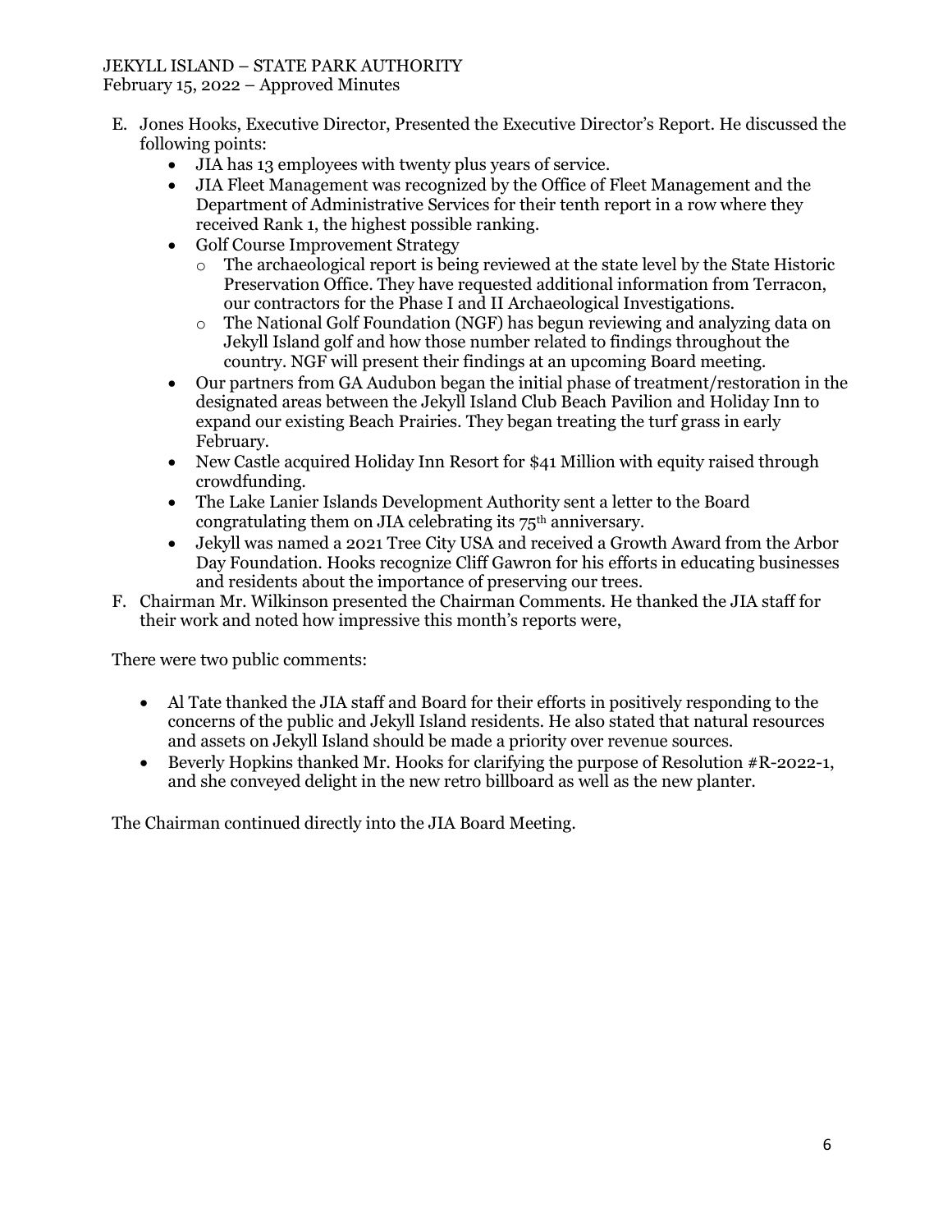E. Jones Hooks, Executive Director, Presented the Executive Director's Report. He discussed the following points:
   - JIA has 13 employees with twenty plus years of service.
   - JIA Fleet Management was recognized by the Office of Fleet Management and the Department of Administrative Services for their tenth report in a row where they received Rank 1, the highest possible ranking.
   - Golf Course Improvement Strategy
     - The archaeological report is being reviewed at the state level by the State Historic Preservation Office. They have requested additional information from Terracon, our contractors for the Phase I and II Archaeological Investigations.
     - The National Golf Foundation (NGF) has begun reviewing and analyzing data on Jekyll Island golf and how those number related to findings throughout the country. NGF will present their findings at an upcoming Board meeting.
   - Our partners from GA Audubon began the initial phase of treatment/restoration in the designated areas between the Jekyll Island Club Beach Pavilion and Holiday Inn to expand our existing Beach Prairies. They began treating the turf grass in early February.
   - New Castle acquired Holiday Inn Resort for $41 Million with equity raised through crowdfunding.
   - The Lake Lanier Islands Development Authority sent a letter to the Board congratulating them on JIA celebrating its 75th anniversary.
   - Jekyll was named a 2021 Tree City USA and received a Growth Award from the Arbor Day Foundation. Hooks recognize Cliff Gawron for his efforts in educating businesses and residents about the importance of preserving our trees.

F. Chairman Mr. Wilkinson presented the Chairman Comments. He thanked the JIA staff for their work and noted how impressive this month's reports were,

There were two public comments:

- Al Tate thanked the JIA staff and Board for their efforts in positively responding to the concerns of the public and Jekyll Island residents. He also stated that natural resources and assets on Jekyll Island should be made a priority over revenue sources.
- Beverly Hopkins thanked Mr. Hooks for clarifying the purpose of Resolution #R-2022-1, and she conveyed delight in the new retro billboard as well as the new planter.

The Chairman continued directly into the JIA Board Meeting.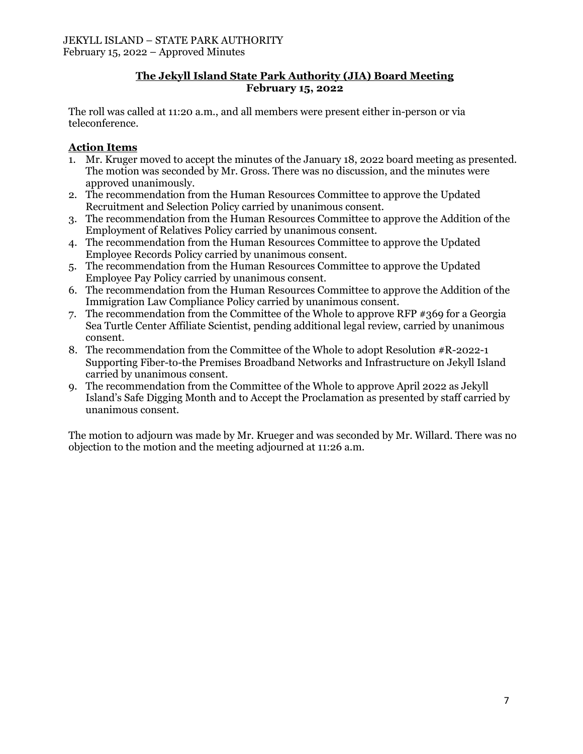**The Jekyll Island State Park Authority (JIA) Board Meeting**
**February 15, 2022**

The roll was called at 11:20 a.m., and all members were present either in-person or via teleconference.

## Action Items

1. Mr. Kruger moved to accept the minutes of the January 18, 2022 board meeting as presented. The motion was seconded by Mr. Gross. There was no discussion, and the minutes were approved unanimously.
2. The recommendation from the Human Resources Committee to approve the Updated Recruitment and Selection Policy carried by unanimous consent.
3. The recommendation from the Human Resources Committee to approve the Addition of the Employment of Relatives Policy carried by unanimous consent.
4. The recommendation from the Human Resources Committee to approve the Updated Employee Records Policy carried by unanimous consent.
5. The recommendation from the Human Resources Committee to approve the Updated Employee Pay Policy carried by unanimous consent.
6. The recommendation from the Human Resources Committee to approve the Addition of the Immigration Law Compliance Policy carried by unanimous consent.
7. The recommendation from the Committee of the Whole to approve RFP #369 for a Georgia Sea Turtle Center Affiliate Scientist, pending additional legal review, carried by unanimous consent.
8. The recommendation from the Committee of the Whole to adopt Resolution #R-2022-1 Supporting Fiber-to-the Premises Broadband Networks and Infrastructure on Jekyll Island carried by unanimous consent.
9. The recommendation from the Committee of the Whole to approve April 2022 as Jekyll Island's Safe Digging Month and to Accept the Proclamation as presented by staff carried by unanimous consent.

The motion to adjourn was made by Mr. Krueger and was seconded by Mr. Willard. There was no objection to the motion and the meeting adjourned at 11:26 a.m.